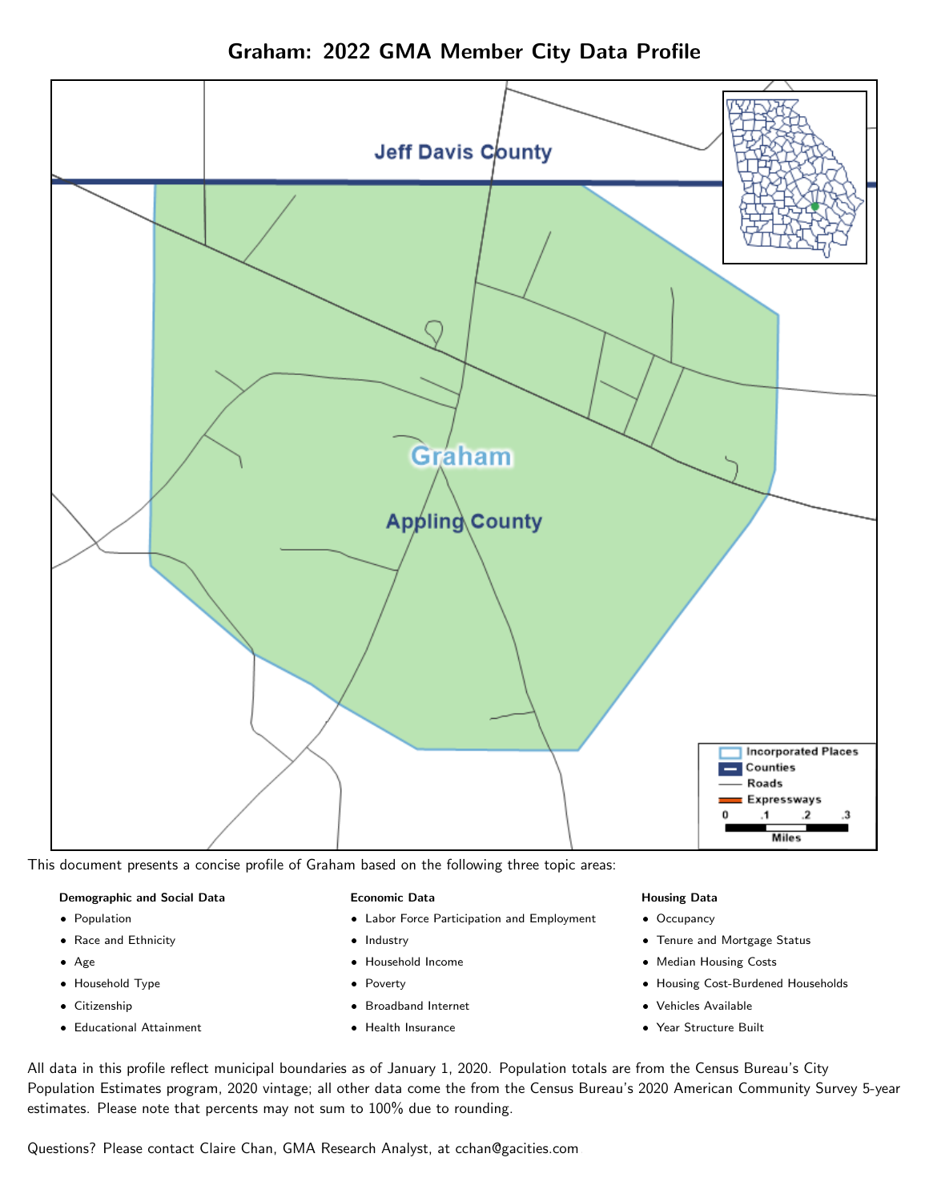# Graham: 2022 GMA Member City Data Profile

This document presents a concise profile of Graham based on the following three topic areas:

**Demographic and Social Data**

- Population
- Race and Ethnicity
- Age
- Household Type
- Citizenship
- Educational Attainment

**Economic Data**

- Labor Force Participation and Employment
- Industry
- Household Income
- Poverty
- Broadband Internet
- Health Insurance

**Housing Data**

- Occupancy
- Tenure and Mortgage Status
- Median Housing Costs
- Housing Cost-Burdened Households
- Vehicles Available
- Year Structure Built

All data in this profile reflect municipal boundaries as of January 1, 2020. Population totals are from the Census Bureau's City Population Estimates program, 2020 vintage; all other data come the from the Census Bureau's 2020 American Community Survey 5-year estimates. Please note that percents may not sum to 100% due to rounding.

Questions? Please contact Claire Chan, GMA Research Analyst, at cchan@gacities.com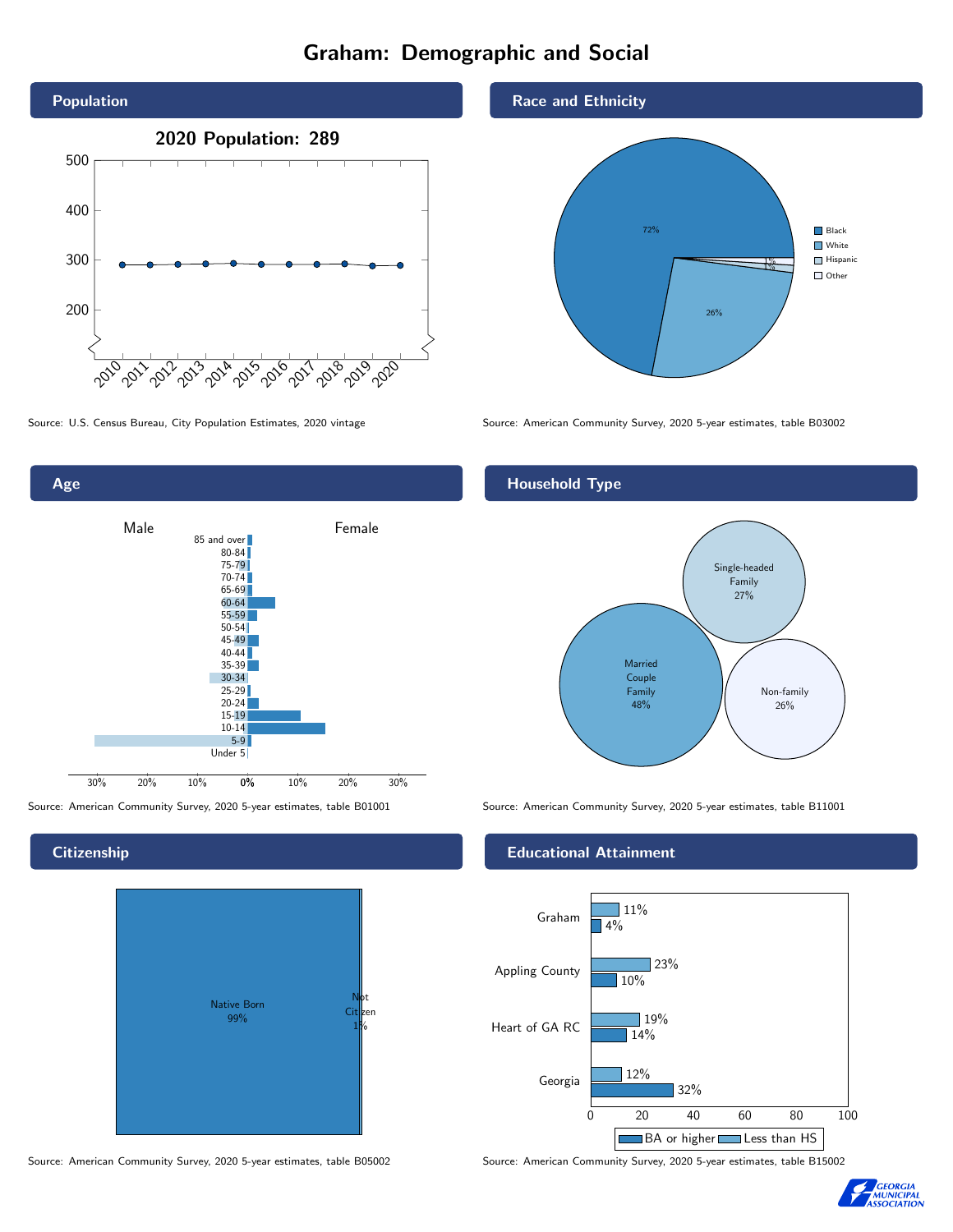# Graham: Demographic and Social

## Population

**2020 Population: 289**

Source: U.S. Census Bureau, City Population Estimates, 2020 vintage

## Race and Ethnicity

| Race/Ethnicity | Percent |
|---|---|
| Black | 72% |
| White | 26% |
| Hispanic | 1% |
| Other | 1% |

Source: American Community Survey, 2020 5-year estimates, table B03002

## Age

Source: American Community Survey, 2020 5-year estimates, table B01001

## Household Type

| Household Type | Percent |
|---|---|
| Married Couple Family | 48% |
| Single-headed Family | 27% |
| Non-family | 26% |

Source: American Community Survey, 2020 5-year estimates, table B11001

## Citizenship

| Citizenship | Percent |
|---|---|
| Native Born | 99% |
| Not Citizen | 1% |

Source: American Community Survey, 2020 5-year estimates, table B05002

## Educational Attainment

| Area | Less than HS | BA or higher |
|---|---|---|
| Graham | 11% | 4% |
| Appling County | 23% | 10% |
| Heart of GA RC | 19% | 14% |
| Georgia | 12% | 32% |

Source: American Community Survey, 2020 5-year estimates, table B15002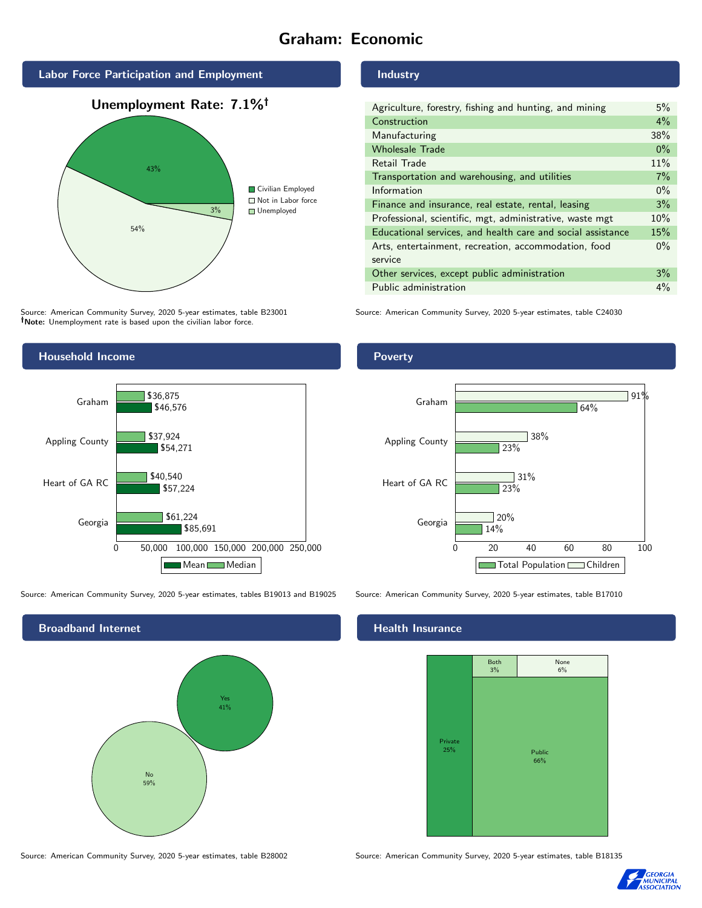# Graham: Economic

## Labor Force Participation and Employment

**Unemployment Rate: 7.1%†**

| Category | Percent |
| --- | --- |
| Civilian Employed | 43% |
| Not in Labor force | 54% |
| Unemployed | 3% |

Source: American Community Survey, 2020 5-year estimates, table B23001
**†Note:** Unemployment rate is based upon the civilian labor force.

## Industry

| Industry | Percent |
| --- | --- |
| Agriculture, forestry, fishing and hunting, and mining | 5% |
| Construction | 4% |
| Manufacturing | 38% |
| Wholesale Trade | 0% |
| Retail Trade | 11% |
| Transportation and warehousing, and utilities | 7% |
| Information | 0% |
| Finance and insurance, real estate, rental, leasing | 3% |
| Professional, scientific, mgt, administrative, waste mgt | 10% |
| Educational services, and health care and social assistance | 15% |
| Arts, entertainment, recreation, accommodation, food service | 0% |
| Other services, except public administration | 3% |
| Public administration | 4% |

Source: American Community Survey, 2020 5-year estimates, table C24030

## Household Income

| | Median | Mean |
| --- | --- | --- |
| Graham | $36,875 | $46,576 |
| Appling County | $37,924 | $54,271 |
| Heart of GA RC | $40,540 | $57,224 |
| Georgia | $61,224 | $85,691 |

Source: American Community Survey, 2020 5-year estimates, tables B19013 and B19025

## Poverty

| | Children | Total Population |
| --- | --- | --- |
| Graham | 91% | 64% |
| Appling County | 38% | 23% |
| Heart of GA RC | 31% | 23% |
| Georgia | 20% | 14% |

Source: American Community Survey, 2020 5-year estimates, table B17010

## Broadband Internet

| | Percent |
| --- | --- |
| Yes | 41% |
| No | 59% |

Source: American Community Survey, 2020 5-year estimates, table B28002

## Health Insurance

| | Percent |
| --- | --- |
| Private | 25% |
| Both | 3% |
| None | 6% |
| Public | 66% |

Source: American Community Survey, 2020 5-year estimates, table B18135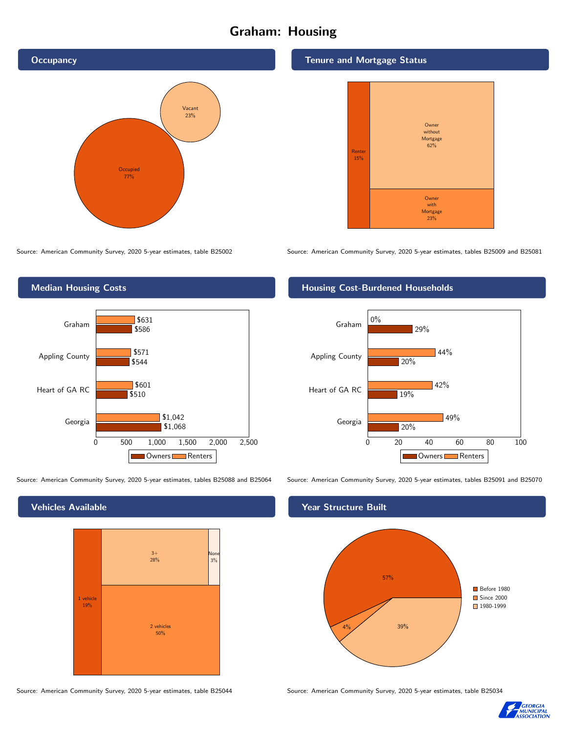# Graham: Housing

## Occupancy

Vacant
23%

Occupied
77%

Source: American Community Survey, 2020 5-year estimates, table B25002

## Tenure and Mortgage Status

Renter
15%

Owner without Mortgage
62%

Owner with Mortgage
23%

Source: American Community Survey, 2020 5-year estimates, tables B25009 and B25081

## Median Housing Costs

Graham
$631
$586

Appling County
$571
$544

Heart of GA RC
$601
$510

Georgia
$1,042
$1,068

0 500 1,000 1,500 2,000 2,500

Owners Renters

Source: American Community Survey, 2020 5-year estimates, tables B25088 and B25064

## Housing Cost-Burdened Households

Graham
0%
29%

Appling County
44%
20%

Heart of GA RC
42%
19%

Georgia
49%
20%

0 20 40 60 80 100

Owners Renters

Source: American Community Survey, 2020 5-year estimates, tables B25091 and B25070

## Vehicles Available

1 vehicle
19%

3+
28%

None
3%

2 vehicles
50%

Source: American Community Survey, 2020 5-year estimates, table B25044

## Year Structure Built

57%
4%
39%

Before 1980
Since 2000
1980-1999

Source: American Community Survey, 2020 5-year estimates, table B25034